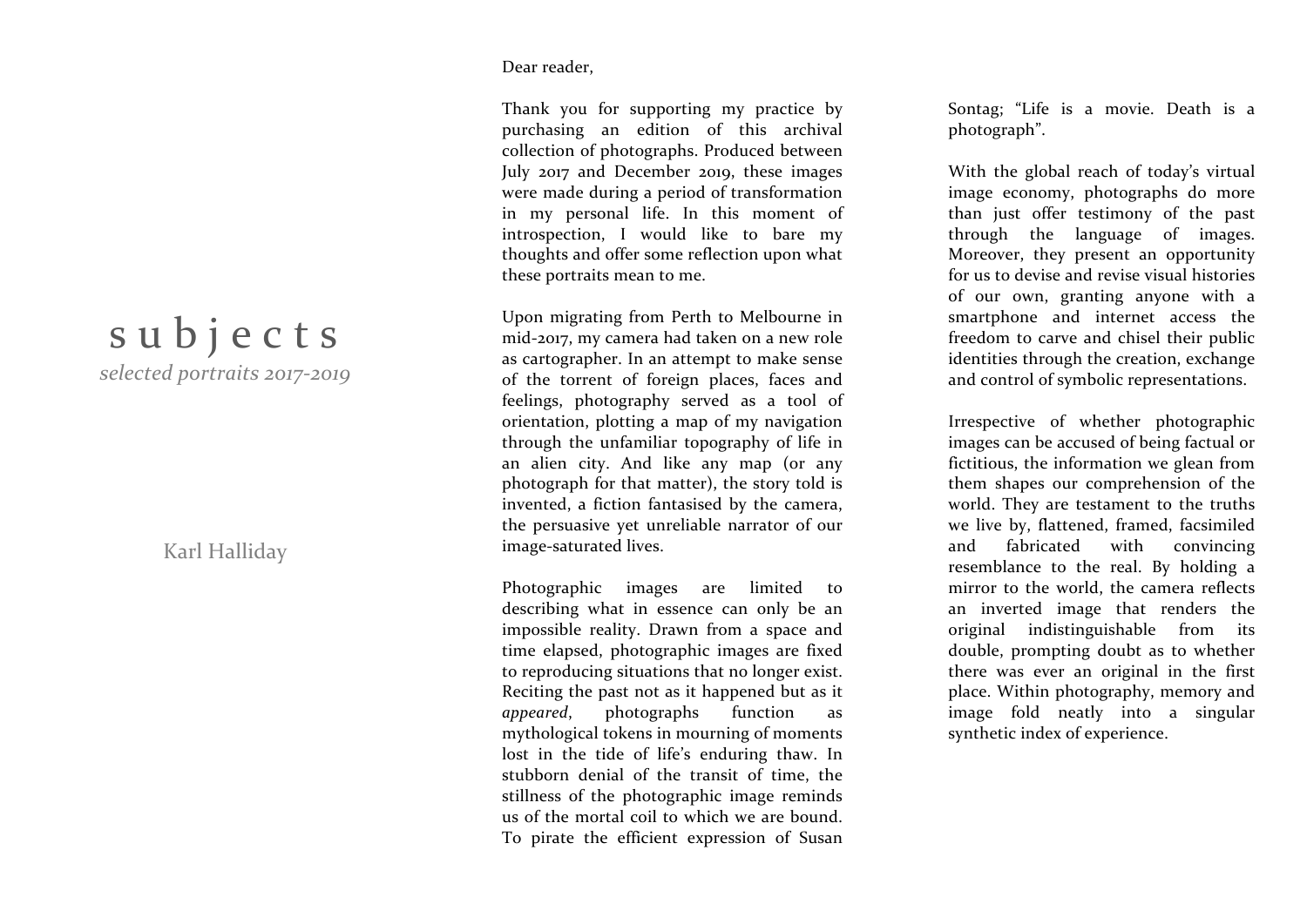# s u b j e c t s

*selected portraits 2017-2019*

Karl Halliday

Dear reader,

Thank you for supporting my practice by purchasing an edition of this archival collection of photographs. Produced between July 2017 and December 2019, these images were made during a period of transformation in my personal life. In this moment of introspection, I would like to bare my thoughts and offer some reflection upon what these portraits mean to me.

Upon migrating from Perth to Melbourne in mid-2017, my camera had taken on a new role as cartographer. In an attempt to make sense of the torrent of foreign places, faces and feelings, photography served as a tool of orientation, plotting a map of my navigation through the unfamiliar topography of life in an alien city. And like any map (or any photograph for that matter), the story told is invented, a fiction fantasised by the camera, the persuasive yet unreliable narrator of our image-saturated lives.

Photographic images are limited to describing what in essence can only be an impossible reality. Drawn from a space and time elapsed, photographic images are fixed to reproducing situations that no longer exist. Reciting the past not as it happened but as it *appeared*, photographs function as mythological tokens in mourning of moments lost in the tide of life's enduring thaw. In stubborn denial of the transit of time, the stillness of the photographic image reminds us of the mortal coil to which we are bound. To pirate the efficient expression of Susan Sontag; "Life is a movie. Death is a photograph".

With the global reach of today's virtual image economy, photographs do more than just offer testimony of the past through the language of images. Moreover, they present an opportunity for us to devise and revise visual histories of our own, granting anyone with a smartphone and internet access the freedom to carve and chisel their public identities through the creation, exchange and control of symbolic representations.

Irrespective of whether photographic images can be accused of being factual or fictitious, the information we glean from them shapes our comprehension of the world. They are testament to the truths we live by, flattened, framed, facsimiled and fabricated with convincing resemblance to the real. By holding a mirror to the world, the camera reflects an inverted image that renders the original indistinguishable from its double, prompting doubt as to whether there was ever an original in the first place. Within photography, memory and image fold neatly into a singular synthetic index of experience.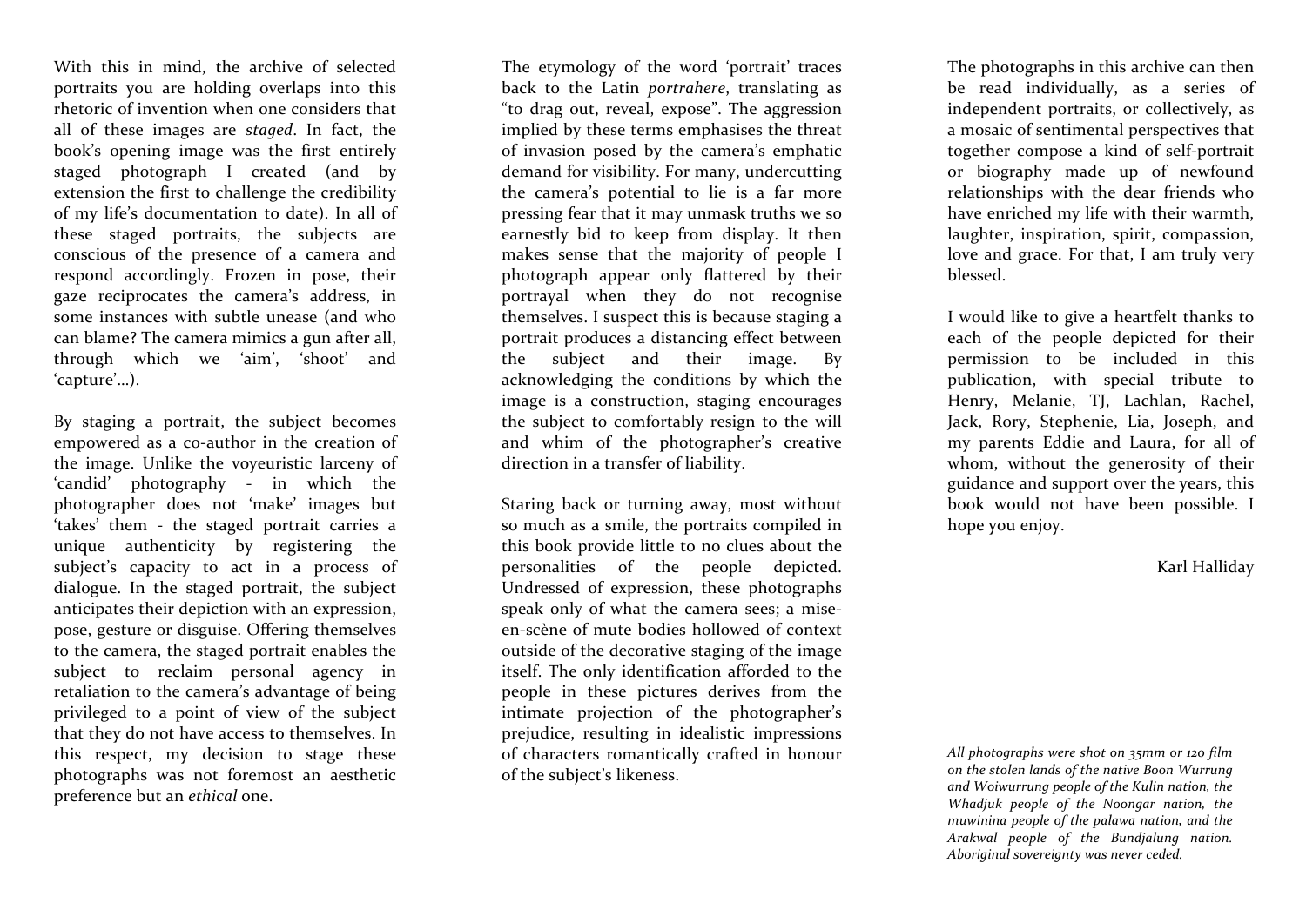With this in mind, the archive of selected portraits you are holding overlaps into this rhetoric of invention when one considers that all of these images are *staged*. In fact, the book's opening image was the first entirely staged photograph I created (and by extension the first to challenge the credibility of my life's documentation to date). In all of these staged portraits, the subjects are conscious of the presence of a camera and respond accordingly. Frozen in pose, their gaze reciprocates the camera's address, in some instances with subtle unease (and who can blame? The camera mimics a gun after all, through which we 'aim', 'shoot' and 'capture'…).

By staging a portrait, the subject becomes empowered as a co-author in the creation of the image. Unlike the voyeuristic larceny of 'candid' photography - in which the photographer does not 'make' images but 'takes' them - the staged portrait carries a unique authenticity by registering the subject's capacity to act in a process of dialogue. In the staged portrait, the subject anticipates their depiction with an expression, pose, gesture or disguise. Offering themselves to the camera, the staged portrait enables the subject to reclaim personal agency in retaliation to the camera's advantage of being privileged to a point of view of the subject that they do not have access to themselves. In this respect, my decision to stage these photographs was not foremost an aesthetic preference but an *ethical* one.

The etymology of the word 'portrait' traces back to the Latin *portrahere*, translating as "to drag out, reveal, expose". The aggression implied by these terms emphasises the threat of invasion posed by the camera's emphatic demand for visibility. For many, undercutting the camera's potential to lie is a far more pressing fear that it may unmask truths we so earnestly bid to keep from display. It then makes sense that the majority of people I photograph appear only flattered by their portrayal when they do not recognise themselves. I suspect this is because staging a portrait produces a distancing effect between the subject and their image. By acknowledging the conditions by which the image is a construction, staging encourages the subject to comfortably resign to the will and whim of the photographer's creative direction in a transfer of liability.

Staring back or turning away, most without so much as a smile, the portraits compiled in this book provide little to no clues about the personalities of the people depicted. Undressed of expression, these photographs speak only of what the camera sees; a mise-en-scène of mute bodies hollowed of context outside of the decorative staging of the image itself. The only identification afforded to the people in these pictures derives from the intimate projection of the photographer's prejudice, resulting in idealistic impressions of characters romantically crafted in honour of the subject's likeness.

The photographs in this archive can then be read individually, as a series of independent portraits, or collectively, as a mosaic of sentimental perspectives that together compose a kind of self-portrait or biography made up of newfound relationships with the dear friends who have enriched my life with their warmth, laughter, inspiration, spirit, compassion, love and grace. For that, I am truly very blessed.

I would like to give a heartfelt thanks to each of the people depicted for their permission to be included in this publication, with special tribute to Henry, Melanie, TJ, Lachlan, Rachel, Jack, Rory, Stephenie, Lia, Joseph, and my parents Eddie and Laura, for all of whom, without the generosity of their guidance and support over the years, this book would not have been possible. I hope you enjoy.

Karl Halliday

*All photographs were shot on 35mm or 120 film on the stolen lands of the native Boon Wurrung and Woiwurrung people of the Kulin nation, the Whadjuk people of the Noongar nation, the muwinina people of the palawa nation, and the Arakwal people of the Bundjalung nation. Aboriginal sovereignty was never ceded.*